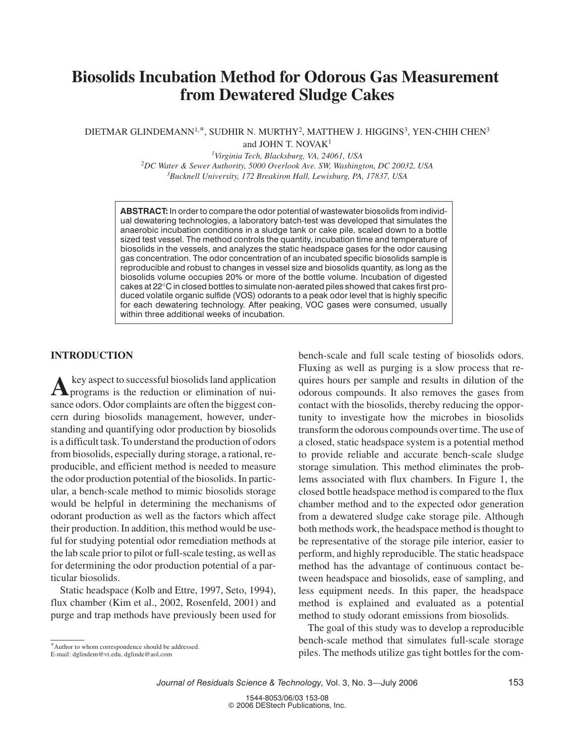# Biosolids Incubation Method for Odorous Gas Measurement from Dewatered Sludge Cakes

DIETMAR GLINDEMANN[1,*], SUDHIR N. MURTHY[2], MATTHEW J. HIGGINS[3], YEN-CHIH CHEN[3] and JOHN T. NOVAK[1]

[1]*Virginia Tech, Blacksburg, VA, 24061, USA*
[2]*DC Water & Sewer Authority, 5000 Overlook Ave. SW, Washington, DC 20032, USA*
[3]*Bucknell University, 172 Breakiron Hall, Lewisburg, PA, 17837, USA*

**ABSTRACT:** In order to compare the odor potential of wastewater biosolids from individual dewatering technologies, a laboratory batch-test was developed that simulates the anaerobic incubation conditions in a sludge tank or cake pile, scaled down to a bottle sized test vessel. The method controls the quantity, incubation time and temperature of biosolids in the vessels, and analyzes the static headspace gases for the odor causing gas concentration. The odor concentration of an incubated specific biosolids sample is reproducible and robust to changes in vessel size and biosolids quantity, as long as the biosolids volume occupies 20% or more of the bottle volume. Incubation of digested cakes at 22°C in closed bottles to simulate non-aerated piles showed that cakes first produced volatile organic sulfide (VOS) odorants to a peak odor level that is highly specific for each dewatering technology. After peaking, VOC gases were consumed, usually within three additional weeks of incubation.

## INTRODUCTION

A key aspect to successful biosolids land application programs is the reduction or elimination of nuisance odors. Odor complaints are often the biggest concern during biosolids management, however, understanding and quantifying odor production by biosolids is a difficult task. To understand the production of odors from biosolids, especially during storage, a rational, reproducible, and efficient method is needed to measure the odor production potential of the biosolids. In particular, a bench-scale method to mimic biosolids storage would be helpful in determining the mechanisms of odorant production as well as the factors which affect their production. In addition, this method would be useful for studying potential odor remediation methods at the lab scale prior to pilot or full-scale testing, as well as for determining the odor production potential of a particular biosolids.

Static headspace (Kolb and Ettre, 1997, Seto, 1994), flux chamber (Kim et al., 2002, Rosenfeld, 2001) and purge and trap methods have previously been used for bench-scale and full scale testing of biosolids odors. Fluxing as well as purging is a slow process that requires hours per sample and results in dilution of the odorous compounds. It also removes the gases from contact with the biosolids, thereby reducing the opportunity to investigate how the microbes in biosolids transform the odorous compounds over time. The use of a closed, static headspace system is a potential method to provide reliable and accurate bench-scale sludge storage simulation. This method eliminates the problems associated with flux chambers. In Figure 1, the closed bottle headspace method is compared to the flux chamber method and to the expected odor generation from a dewatered sludge cake storage pile. Although both methods work, the headspace method is thought to be representative of the storage pile interior, easier to perform, and highly reproducible. The static headspace method has the advantage of continuous contact between headspace and biosolids, ease of sampling, and less equipment needs. In this paper, the headspace method is explained and evaluated as a potential method to study odorant emissions from biosolids.

The goal of this study was to develop a reproducible bench-scale method that simulates full-scale storage piles. The methods utilize gas tight bottles for the com-

*Author to whom correspondence should be addressed.
E-mail: dglindem@vt.edu, dglinde@aol.com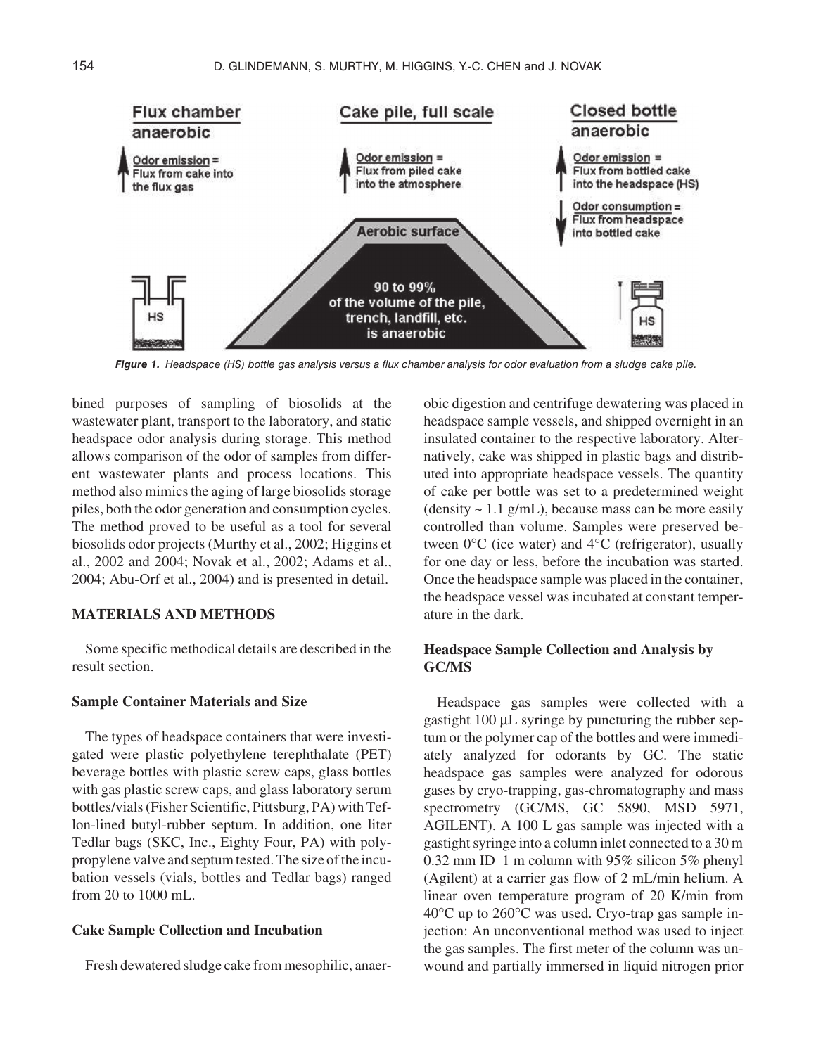**Figure 1.** *Headspace (HS) bottle gas analysis versus a flux chamber analysis for odor evaluation from a sludge cake pile.*

bined purposes of sampling of biosolids at the wastewater plant, transport to the laboratory, and static headspace odor analysis during storage. This method allows comparison of the odor of samples from different wastewater plants and process locations. This method also mimics the aging of large biosolids storage piles, both the odor generation and consumption cycles. The method proved to be useful as a tool for several biosolids odor projects (Murthy et al., 2002; Higgins et al., 2002 and 2004; Novak et al., 2002; Adams et al., 2004; Abu-Orf et al., 2004) and is presented in detail.

## MATERIALS AND METHODS

Some specific methodical details are described in the result section.

### Sample Container Materials and Size

The types of headspace containers that were investigated were plastic polyethylene terephthalate (PET) beverage bottles with plastic screw caps, glass bottles with gas plastic screw caps, and glass laboratory serum bottles/vials (Fisher Scientific, Pittsburg, PA) with Teflon-lined butyl-rubber septum. In addition, one liter Tedlar bags (SKC, Inc., Eighty Four, PA) with polypropylene valve and septum tested. The size of the incubation vessels (vials, bottles and Tedlar bags) ranged from 20 to 1000 mL.

### Cake Sample Collection and Incubation

Fresh dewatered sludge cake from mesophilic, anaerobic digestion and centrifuge dewatering was placed in headspace sample vessels, and shipped overnight in an insulated container to the respective laboratory. Alternatively, cake was shipped in plastic bags and distributed into appropriate headspace vessels. The quantity of cake per bottle was set to a predetermined weight (density ~ 1.1 g/mL), because mass can be more easily controlled than volume. Samples were preserved between 0°C (ice water) and 4°C (refrigerator), usually for one day or less, before the incubation was started. Once the headspace sample was placed in the container, the headspace vessel was incubated at constant temperature in the dark.

### Headspace Sample Collection and Analysis by GC/MS

Headspace gas samples were collected with a gastight 100 µL syringe by puncturing the rubber septum or the polymer cap of the bottles and were immediately analyzed for odorants by GC. The static headspace gas samples were analyzed for odorous gases by cryo-trapping, gas-chromatography and mass spectrometry (GC/MS, GC 5890, MSD 5971, AGILENT). A 100 L gas sample was injected with a gastight syringe into a column inlet connected to a 30 m 0.32 mm ID 1 m column with 95% silicon 5% phenyl (Agilent) at a carrier gas flow of 2 mL/min helium. A linear oven temperature program of 20 K/min from 40°C up to 260°C was used. Cryo-trap gas sample injection: An unconventional method was used to inject the gas samples. The first meter of the column was unwound and partially immersed in liquid nitrogen prior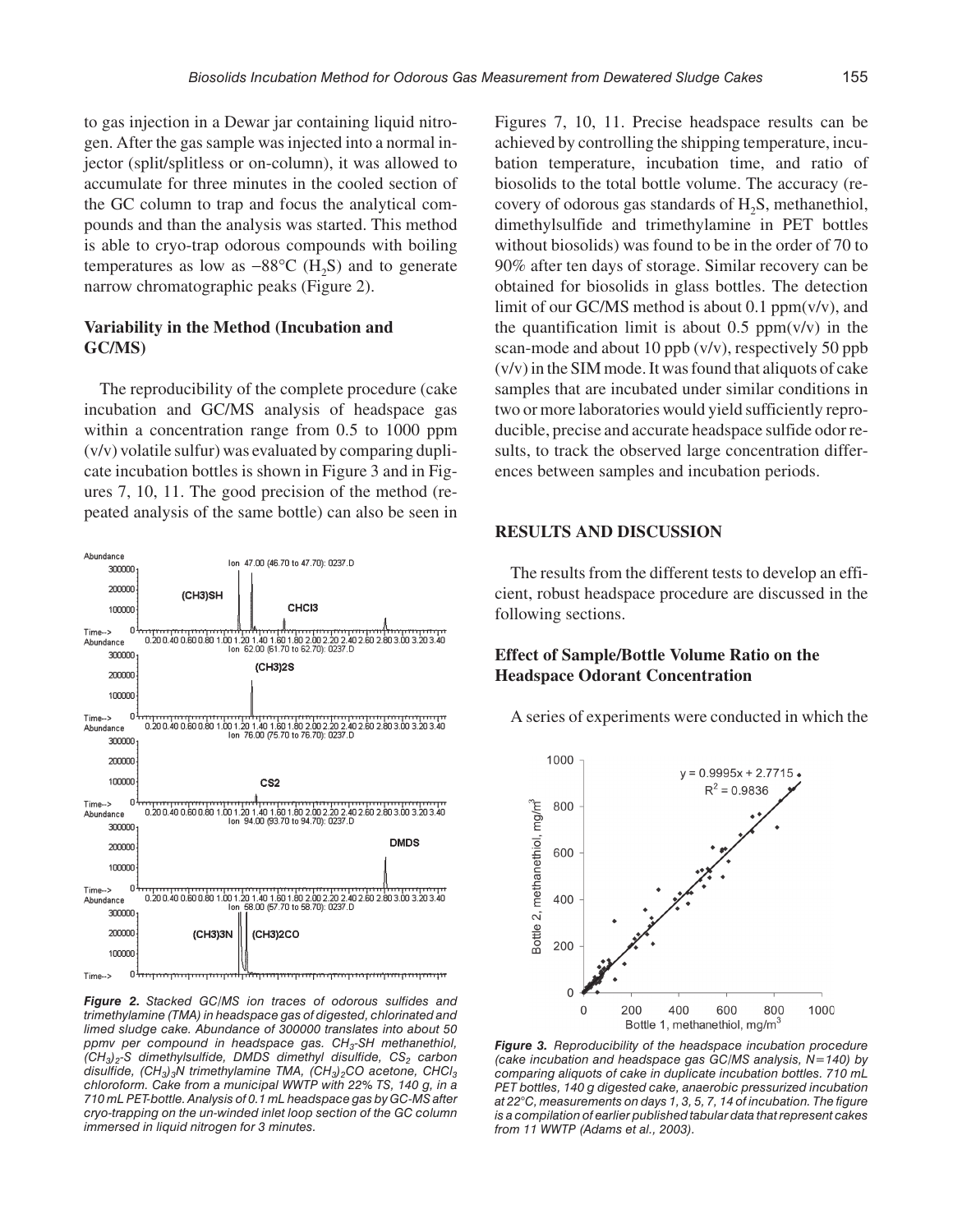to gas injection in a Dewar jar containing liquid nitrogen. After the gas sample was injected into a normal injector (split/splitless or on-column), it was allowed to accumulate for three minutes in the cooled section of the GC column to trap and focus the analytical compounds and than the analysis was started. This method is able to cryo-trap odorous compounds with boiling temperatures as low as −88°C ($H_2S$) and to generate narrow chromatographic peaks (Figure 2).

## Variability in the Method (Incubation and GC/MS)

The reproducibility of the complete procedure (cake incubation and GC/MS analysis of headspace gas within a concentration range from 0.5 to 1000 ppm (v/v) volatile sulfur) was evaluated by comparing duplicate incubation bottles is shown in Figure 3 and in Figures 7, 10, 11. The good precision of the method (repeated analysis of the same bottle) can also be seen in Figures 7, 10, 11. Precise headspace results can be achieved by controlling the shipping temperature, incubation temperature, incubation time, and ratio of biosolids to the total bottle volume. The accuracy (recovery of odorous gas standards of $H_2S$, methanethiol, dimethylsulfide and trimethylamine in PET bottles without biosolids) was found to be in the order of 70 to 90% after ten days of storage. Similar recovery can be obtained for biosolids in glass bottles. The detection limit of our GC/MS method is about 0.1 ppm(v/v), and the quantification limit is about 0.5 ppm(v/v) in the scan-mode and about 10 ppb (v/v), respectively 50 ppb (v/v) in the SIM mode. It was found that aliquots of cake samples that are incubated under similar conditions in two or more laboratories would yield sufficiently reproducible, precise and accurate headspace sulfide odor results, to track the observed large concentration differences between samples and incubation periods.

*Figure 2. Stacked GC/MS ion traces of odorous sulfides and trimethylamine (TMA) in headspace gas of digested, chlorinated and limed sludge cake. Abundance of 300000 translates into about 50 ppmv per compound in headspace gas. $CH_3$-SH methanethiol, $(CH_3)_2$-S dimethylsulfide, DMDS dimethyl disulfide, $CS_2$ carbon disulfide, $(CH_3)_3N$ trimethylamine TMA, $(CH_3)_2CO$ acetone, $CHCl_3$ chloroform. Cake from a municipal WWTP with 22% TS, 140 g, in a 710 mL PET-bottle. Analysis of 0.1 mL headspace gas by GC-MS after cryo-trapping on the un-winded inlet loop section of the GC column immersed in liquid nitrogen for 3 minutes.*

# RESULTS AND DISCUSSION

The results from the different tests to develop an efficient, robust headspace procedure are discussed in the following sections.

## Effect of Sample/Bottle Volume Ratio on the Headspace Odorant Concentration

A series of experiments were conducted in which the

*Figure 3. Reproducibility of the headspace incubation procedure (cake incubation and headspace gas GC/MS analysis, N=140) by comparing aliquots of cake in duplicate incubation bottles. 710 mL PET bottles, 140 g digested cake, anaerobic pressurized incubation at 22°C, measurements on days 1, 3, 5, 7, 14 of incubation. The figure is a compilation of earlier published tabular data that represent cakes from 11 WWTP (Adams et al., 2003).*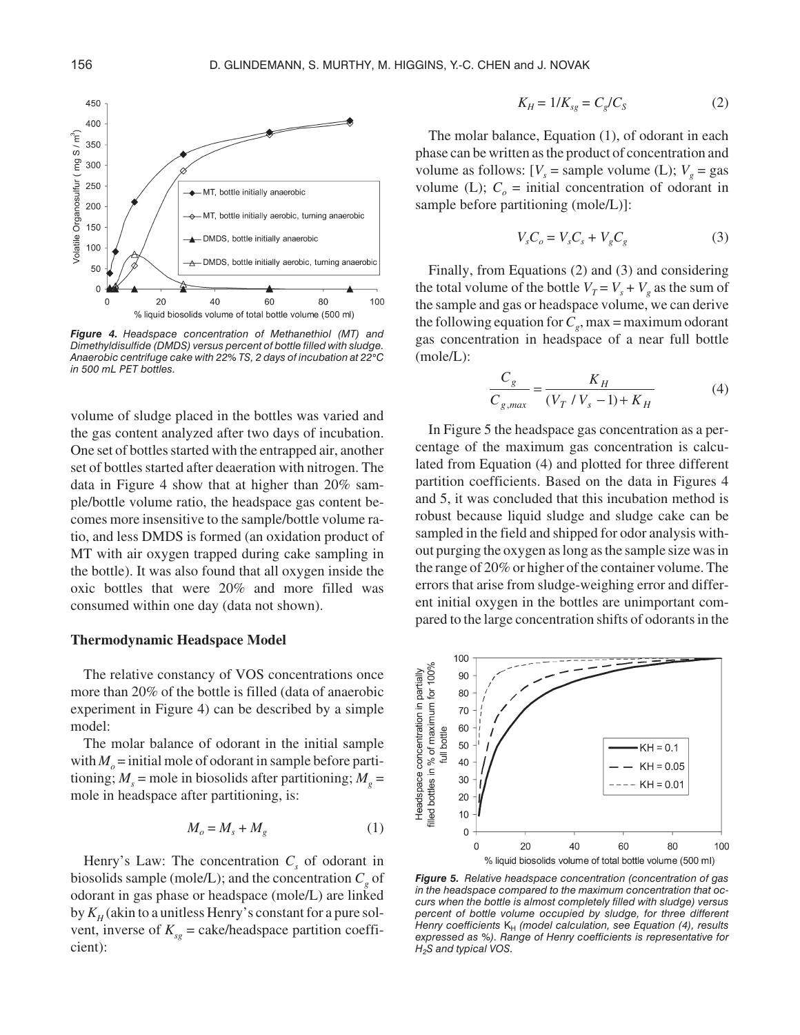*Figure 4. Headspace concentration of Methanethiol (MT) and Dimethyldisulfide (DMDS) versus percent of bottle filled with sludge. Anaerobic centrifuge cake with 22% TS, 2 days of incubation at 22°C in 500 mL PET bottles.*

volume of sludge placed in the bottles was varied and the gas content analyzed after two days of incubation. One set of bottles started with the entrapped air, another set of bottles started after deaeration with nitrogen. The data in Figure 4 show that at higher than 20% sample/bottle volume ratio, the headspace gas content becomes more insensitive to the sample/bottle volume ratio, and less DMDS is formed (an oxidation product of MT with air oxygen trapped during cake sampling in the bottle). It was also found that all oxygen inside the oxic bottles that were 20% and more filled was consumed within one day (data not shown).

### Thermodynamic Headspace Model

The relative constancy of VOS concentrations once more than 20% of the bottle is filled (data of anaerobic experiment in Figure 4) can be described by a simple model:

The molar balance of odorant in the initial sample with $M_o$ = initial mole of odorant in sample before partitioning; $M_s$ = mole in biosolids after partitioning; $M_g$ = mole in headspace after partitioning, is:

$$M_o = M_s + M_g \tag{1}$$

Henry's Law: The concentration $C_s$ of odorant in biosolids sample (mole/L); and the concentration $C_g$ of odorant in gas phase or headspace (mole/L) are linked by $K_H$ (akin to a unitless Henry's constant for a pure solvent, inverse of $K_{sg}$ = cake/headspace partition coefficient):

$$K_H = 1/K_{sg} = C_g/C_S \tag{2}$$

The molar balance, Equation (1), of odorant in each phase can be written as the product of concentration and volume as follows: [$V_s$ = sample volume (L); $V_g$ = gas volume (L); $C_o$ = initial concentration of odorant in sample before partitioning (mole/L)]:

$$V_s C_o = V_s C_s + V_g C_g \tag{3}$$

Finally, from Equations (2) and (3) and considering the total volume of the bottle $V_T = V_s + V_g$ as the sum of the sample and gas or headspace volume, we can derive the following equation for $C_g$, max = maximum odorant gas concentration in headspace of a near full bottle (mole/L):

$$\frac{C_g}{C_{g,max}} = \frac{K_H}{(V_T / V_s - 1) + K_H} \tag{4}$$

In Figure 5 the headspace gas concentration as a percentage of the maximum gas concentration is calculated from Equation (4) and plotted for three different partition coefficients. Based on the data in Figures 4 and 5, it was concluded that this incubation method is robust because liquid sludge and sludge cake can be sampled in the field and shipped for odor analysis without purging the oxygen as long as the sample size was in the range of 20% or higher of the container volume. The errors that arise from sludge-weighing error and different initial oxygen in the bottles are unimportant compared to the large concentration shifts of odorants in the

*Figure 5. Relative headspace concentration (concentration of gas in the headspace compared to the maximum concentration that occurs when the bottle is almost completely filled with sludge) versus percent of bottle volume occupied by sludge, for three different Henry coefficients $K_H$ (model calculation, see Equation (4), results expressed as %). Range of Henry coefficients is representative for $H_2S$ and typical VOS.*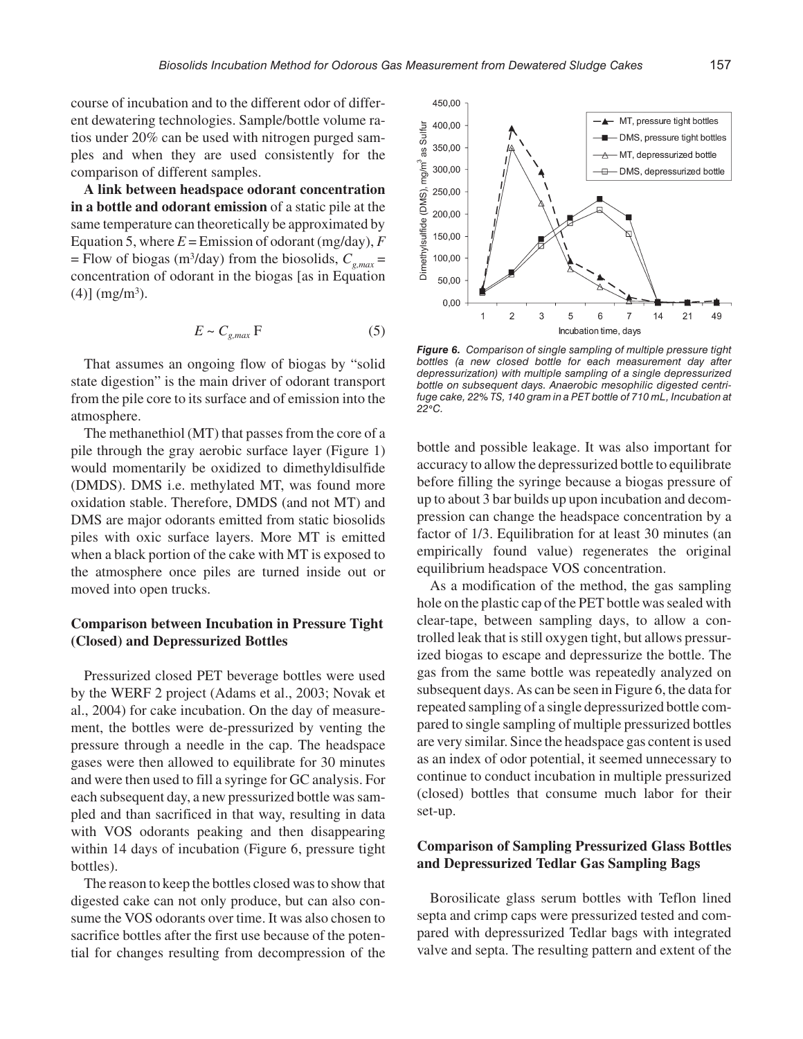course of incubation and to the different odor of different dewatering technologies. Sample/bottle volume ratios under 20% can be used with nitrogen purged samples and when they are used consistently for the comparison of different samples.

**A link between headspace odorant concentration in a bottle and odorant emission** of a static pile at the same temperature can theoretically be approximated by Equation 5, where $E$ = Emission of odorant (mg/day), $F$ = Flow of biogas ($m^3$/day) from the biosolids, $C_{g,max}$ = concentration of odorant in the biogas [as in Equation (4)] (mg/$m^3$).

$$E \sim C_{g,max}\,\mathrm{F} \tag{5}$$

That assumes an ongoing flow of biogas by "solid state digestion" is the main driver of odorant transport from the pile core to its surface and of emission into the atmosphere.

The methanethiol (MT) that passes from the core of a pile through the gray aerobic surface layer (Figure 1) would momentarily be oxidized to dimethyldisulfide (DMDS). DMS i.e. methylated MT, was found more oxidation stable. Therefore, DMDS (and not MT) and DMS are major odorants emitted from static biosolids piles with oxic surface layers. More MT is emitted when a black portion of the cake with MT is exposed to the atmosphere once piles are turned inside out or moved into open trucks.

### Comparison between Incubation in Pressure Tight (Closed) and Depressurized Bottles

Pressurized closed PET beverage bottles were used by the WERF 2 project (Adams et al., 2003; Novak et al., 2004) for cake incubation. On the day of measurement, the bottles were de-pressurized by venting the pressure through a needle in the cap. The headspace gases were then allowed to equilibrate for 30 minutes and were then used to fill a syringe for GC analysis. For each subsequent day, a new pressurized bottle was sampled and than sacrificed in that way, resulting in data with VOS odorants peaking and then disappearing within 14 days of incubation (Figure 6, pressure tight bottles).

The reason to keep the bottles closed was to show that digested cake can not only produce, but can also consume the VOS odorants over time. It was also chosen to sacrifice bottles after the first use because of the potential for changes resulting from decompression of the bottle and possible leakage. It was also important for accuracy to allow the depressurized bottle to equilibrate before filling the syringe because a biogas pressure of up to about 3 bar builds up upon incubation and decompression can change the headspace concentration by a factor of 1/3. Equilibration for at least 30 minutes (an empirically found value) regenerates the original equilibrium headspace VOS concentration.

*Figure 6. Comparison of single sampling of multiple pressure tight bottles (a new closed bottle for each measurement day after depressurization) with multiple sampling of a single depressurized bottle on subsequent days. Anaerobic mesophilic digested centrifuge cake, 22% TS, 140 gram in a PET bottle of 710 mL, Incubation at 22°C.*

As a modification of the method, the gas sampling hole on the plastic cap of the PET bottle was sealed with clear-tape, between sampling days, to allow a controlled leak that is still oxygen tight, but allows pressurized biogas to escape and depressurize the bottle. The gas from the same bottle was repeatedly analyzed on subsequent days. As can be seen in Figure 6, the data for repeated sampling of a single depressurized bottle compared to single sampling of multiple pressurized bottles are very similar. Since the headspace gas content is used as an index of odor potential, it seemed unnecessary to continue to conduct incubation in multiple pressurized (closed) bottles that consume much labor for their set-up.

### Comparison of Sampling Pressurized Glass Bottles and Depressurized Tedlar Gas Sampling Bags

Borosilicate glass serum bottles with Teflon lined septa and crimp caps were pressurized tested and compared with depressurized Tedlar bags with integrated valve and septa. The resulting pattern and extent of the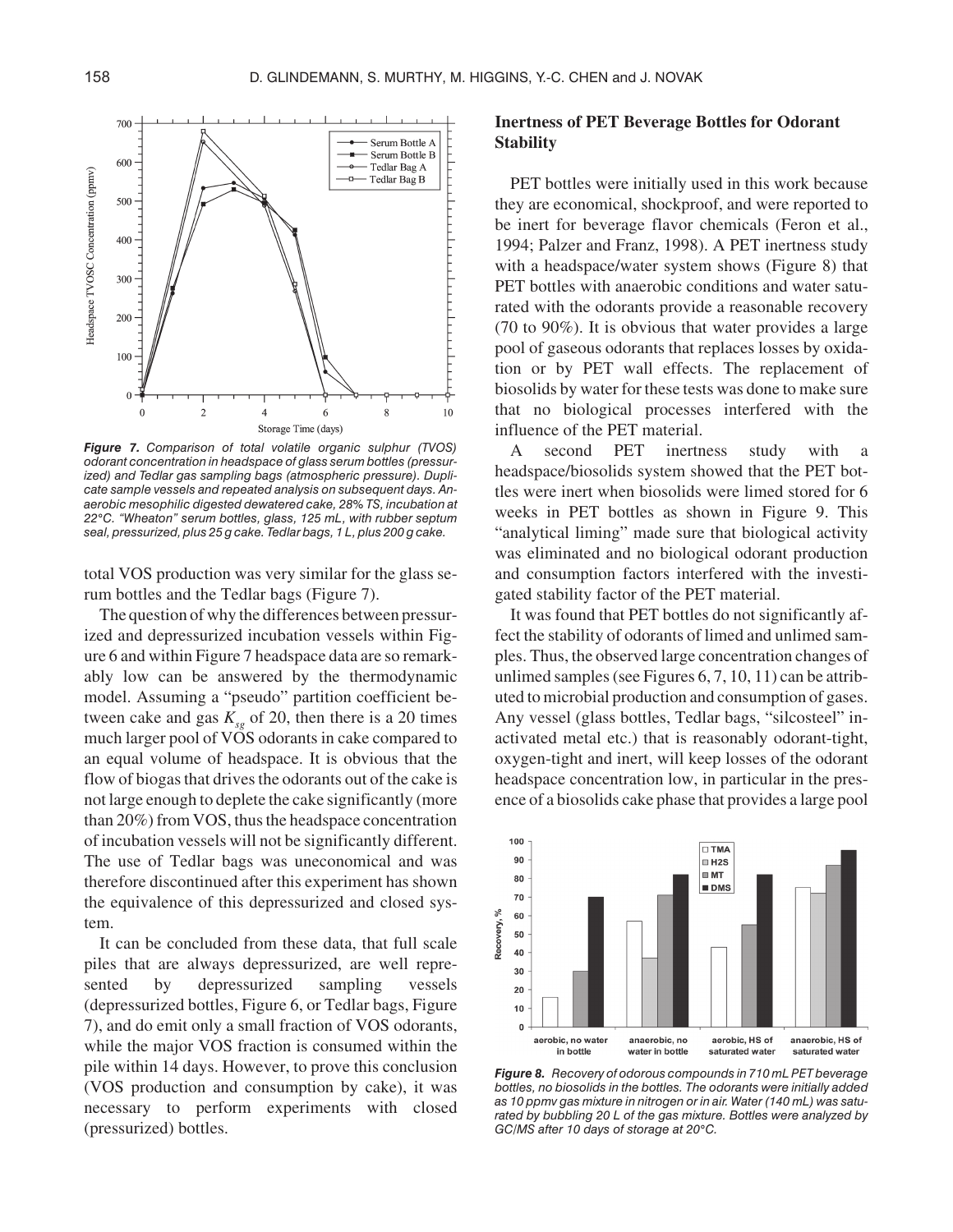*Figure 7. Comparison of total volatile organic sulphur (TVOS) odorant concentration in headspace of glass serum bottles (pressurized) and Tedlar gas sampling bags (atmospheric pressure). Duplicate sample vessels and repeated analysis on subsequent days. Anaerobic mesophilic digested dewatered cake, 28% TS, incubation at 22°C. "Wheaton" serum bottles, glass, 125 mL, with rubber septum seal, pressurized, plus 25 g cake. Tedlar bags, 1 L, plus 200 g cake.*

total VOS production was very similar for the glass serum bottles and the Tedlar bags (Figure 7).

The question of why the differences between pressurized and depressurized incubation vessels within Figure 6 and within Figure 7 headspace data are so remarkably low can be answered by the thermodynamic model. Assuming a "pseudo" partition coefficient between cake and gas $K_{sg}$ of 20, then there is a 20 times much larger pool of VOS odorants in cake compared to an equal volume of headspace. It is obvious that the flow of biogas that drives the odorants out of the cake is not large enough to deplete the cake significantly (more than 20%) from VOS, thus the headspace concentration of incubation vessels will not be significantly different. The use of Tedlar bags was uneconomical and was therefore discontinued after this experiment has shown the equivalence of this depressurized and closed system.

It can be concluded from these data, that full scale piles that are always depressurized, are well represented by depressurized sampling vessels (depressurized bottles, Figure 6, or Tedlar bags, Figure 7), and do emit only a small fraction of VOS odorants, while the major VOS fraction is consumed within the pile within 14 days. However, to prove this conclusion (VOS production and consumption by cake), it was necessary to perform experiments with closed (pressurized) bottles.

## Inertness of PET Beverage Bottles for Odorant Stability

PET bottles were initially used in this work because they are economical, shockproof, and were reported to be inert for beverage flavor chemicals (Feron et al., 1994; Palzer and Franz, 1998). A PET inertness study with a headspace/water system shows (Figure 8) that PET bottles with anaerobic conditions and water saturated with the odorants provide a reasonable recovery (70 to 90%). It is obvious that water provides a large pool of gaseous odorants that replaces losses by oxidation or by PET wall effects. The replacement of biosolids by water for these tests was done to make sure that no biological processes interfered with the influence of the PET material.

A second PET inertness study with a headspace/biosolids system showed that the PET bottles were inert when biosolids were limed stored for 6 weeks in PET bottles as shown in Figure 9. This "analytical liming" made sure that biological activity was eliminated and no biological odorant production and consumption factors interfered with the investigated stability factor of the PET material.

It was found that PET bottles do not significantly affect the stability of odorants of limed and unlimed samples. Thus, the observed large concentration changes of unlimed samples (see Figures 6, 7, 10, 11) can be attributed to microbial production and consumption of gases. Any vessel (glass bottles, Tedlar bags, "silcosteel" inactivated metal etc.) that is reasonably odorant-tight, oxygen-tight and inert, will keep losses of the odorant headspace concentration low, in particular in the presence of a biosolids cake phase that provides a large pool

*Figure 8. Recovery of odorous compounds in 710 mL PET beverage bottles, no biosolids in the bottles. The odorants were initially added as 10 ppmv gas mixture in nitrogen or in air. Water (140 mL) was saturated by bubbling 20 L of the gas mixture. Bottles were analyzed by GC/MS after 10 days of storage at 20°C.*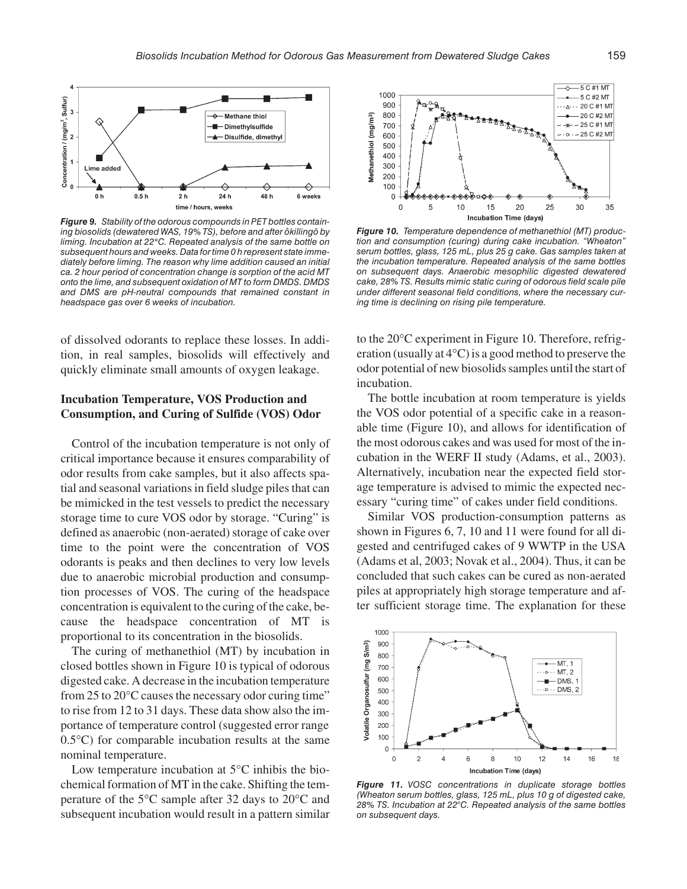*Figure 9. Stability of the odorous compounds in PET bottles containing biosolids (dewatered WAS, 19% TS), before and after ôkillingö by liming. Incubation at 22°C. Repeated analysis of the same bottle on subsequent hours and weeks. Data for time 0 h represent state immediately before liming. The reason why lime addition caused an initial ca. 2 hour period of concentration change is sorption of the acid MT onto the lime, and subsequent oxidation of MT to form DMDS. DMDS and DMS are pH-neutral compounds that remained constant in headspace gas over 6 weeks of incubation.*

*Figure 10. Temperature dependence of methanethiol (MT) production and consumption (curing) during cake incubation. "Wheaton" serum bottles, glass, 125 mL, plus 25 g cake. Gas samples taken at the incubation temperature. Repeated analysis of the same bottles on subsequent days. Anaerobic mesophilic digested dewatered cake, 28% TS. Results mimic static curing of odorous field scale pile under different seasonal field conditions, where the necessary curing time is declining on rising pile temperature.*

of dissolved odorants to replace these losses. In addition, in real samples, biosolids will effectively and quickly eliminate small amounts of oxygen leakage.

## Incubation Temperature, VOS Production and Consumption, and Curing of Sulfide (VOS) Odor

Control of the incubation temperature is not only of critical importance because it ensures comparability of odor results from cake samples, but it also affects spatial and seasonal variations in field sludge piles that can be mimicked in the test vessels to predict the necessary storage time to cure VOS odor by storage. "Curing" is defined as anaerobic (non-aerated) storage of cake over time to the point were the concentration of VOS odorants is peaks and then declines to very low levels due to anaerobic microbial production and consumption processes of VOS. The curing of the headspace concentration is equivalent to the curing of the cake, because the headspace concentration of MT is proportional to its concentration in the biosolids.

The curing of methanethiol (MT) by incubation in closed bottles shown in Figure 10 is typical of odorous digested cake. A decrease in the incubation temperature from 25 to 20°C causes the necessary odor curing time" to rise from 12 to 31 days. These data show also the importance of temperature control (suggested error range 0.5°C) for comparable incubation results at the same nominal temperature.

Low temperature incubation at 5°C inhibis the biochemical formation of MT in the cake. Shifting the temperature of the 5°C sample after 32 days to 20°C and subsequent incubation would result in a pattern similar to the 20°C experiment in Figure 10. Therefore, refrigeration (usually at 4°C) is a good method to preserve the odor potential of new biosolids samples until the start of incubation.

The bottle incubation at room temperature is yields the VOS odor potential of a specific cake in a reasonable time (Figure 10), and allows for identification of the most odorous cakes and was used for most of the incubation in the WERF II study (Adams, et al., 2003). Alternatively, incubation near the expected field storage temperature is advised to mimic the expected necessary "curing time" of cakes under field conditions.

Similar VOS production-consumption patterns as shown in Figures 6, 7, 10 and 11 were found for all digested and centrifuged cakes of 9 WWTP in the USA (Adams et al, 2003; Novak et al., 2004). Thus, it can be concluded that such cakes can be cured as non-aerated piles at appropriately high storage temperature and after sufficient storage time. The explanation for these

*Figure 11. VOSC concentrations in duplicate storage bottles (Wheaton serum bottles, glass, 125 mL, plus 10 g of digested cake, 28% TS. Incubation at 22°C. Repeated analysis of the same bottles on subsequent days.*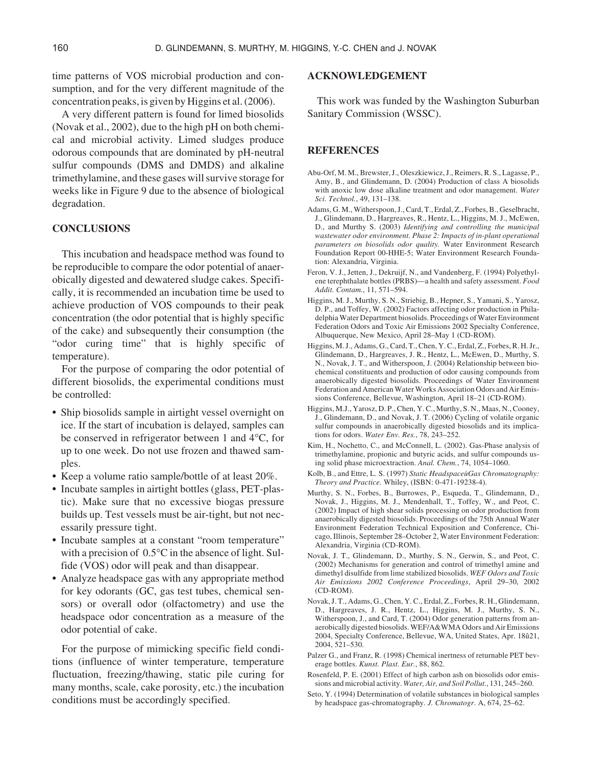time patterns of VOS microbial production and consumption, and for the very different magnitude of the concentration peaks, is given by Higgins et al. (2006).

A very different pattern is found for limed biosolids (Novak et al., 2002), due to the high pH on both chemical and microbial activity. Limed sludges produce odorous compounds that are dominated by pH-neutral sulfur compounds (DMS and DMDS) and alkaline trimethylamine, and these gases will survive storage for weeks like in Figure 9 due to the absence of biological degradation.

## CONCLUSIONS

This incubation and headspace method was found to be reproducible to compare the odor potential of anaerobically digested and dewatered sludge cakes. Specifically, it is recommended an incubation time be used to achieve production of VOS compounds to their peak concentration (the odor potential that is highly specific of the cake) and subsequently their consumption (the "odor curing time" that is highly specific of temperature).

For the purpose of comparing the odor potential of different biosolids, the experimental conditions must be controlled:

- Ship biosolids sample in airtight vessel overnight on ice. If the start of incubation is delayed, samples can be conserved in refrigerator between 1 and 4°C, for up to one week. Do not use frozen and thawed samples.
- Keep a volume ratio sample/bottle of at least 20%.
- Incubate samples in airtight bottles (glass, PET-plastic). Make sure that no excessive biogas pressure builds up. Test vessels must be air-tight, but not necessarily pressure tight.
- Incubate samples at a constant "room temperature" with a precision of 0.5°C in the absence of light. Sulfide (VOS) odor will peak and than disappear.
- Analyze headspace gas with any appropriate method for key odorants (GC, gas test tubes, chemical sensors) or overall odor (olfactometry) and use the headspace odor concentration as a measure of the odor potential of cake.

For the purpose of mimicking specific field conditions (influence of winter temperature, temperature fluctuation, freezing/thawing, static pile curing for many months, scale, cake porosity, etc.) the incubation conditions must be accordingly specified.

## ACKNOWLEDGEMENT

This work was funded by the Washington Suburban Sanitary Commission (WSSC).

## REFERENCES

Abu-Orf, M. M., Brewster, J., Oleszkiewicz, J., Reimers, R. S., Lagasse, P., Amy, B., and Glindemann, D. (2004) Production of class A biosolids with anoxic low dose alkaline treatment and odor management. *Water Sci. Technol.*, 49, 131–138.

Adams, G. M., Witherspoon, J., Card, T., Erdal, Z., Forbes, B., Geselbracht, J., Glindemann, D., Hargreaves, R., Hentz, L., Higgins, M. J., McEwen, D., and Murthy S. (2003) *Identifying and controlling the municipal wastewater odor environment. Phase 2: Impacts of in-plant operational parameters on biosolids odor quality.* Water Environment Research Foundation Report 00-HHE-5; Water Environment Research Foundation: Alexandria, Virginia.

Feron, V. J., Jetten, J., Dekruijf, N., and Vandenberg, F. (1994) Polyethylene terephthalate bottles (PRBS)—a health and safety assessment. *Food Addit. Contam.*, 11, 571–594.

Higgins, M. J., Murthy, S. N., Striebig, B., Hepner, S., Yamani, S., Yarosz, D. P., and Toffey, W. (2002) Factors affecting odor production in Philadelphia Water Department biosolids. Proceedings of Water Environment Federation Odors and Toxic Air Emissions 2002 Specialty Conference, Albuquerque, New Mexico, April 28–May 1 (CD-ROM).

Higgins, M. J., Adams, G., Card, T., Chen, Y. C., Erdal, Z., Forbes, R. H. Jr., Glindemann, D., Hargreaves, J. R., Hentz, L., McEwen, D., Murthy, S. N., Novak, J. T., and Witherspoon, J. (2004) Relationship between biochemical constituents and production of odor causing compounds from anaerobically digested biosolids. Proceedings of Water Environment Federation and American Water Works Association Odors and Air Emissions Conference, Bellevue, Washington, April 18–21 (CD-ROM).

Higgins, M.J., Yarosz, D. P., Chen, Y. C., Murthy, S. N., Maas, N., Cooney, J., Glindemann, D., and Novak, J. T. (2006) Cycling of volatile organic sulfur compounds in anaerobically digested biosolids and its implications for odors. *Water Env. Res.*, 78, 243–252.

Kim, H., Nochetto, C., and McConnell, L. (2002). Gas-Phase analysis of trimethylamine, propionic and butyric acids, and sulfur compounds using solid phase microextraction. *Anal. Chem.*, 74, 1054–1060.

Kolb, B., and Ettre, L. S. (1997) *Static HeadspaceùGas Chromatography: Theory and Practice.* Whiley, (ISBN: 0-471-19238-4).

Murthy, S. N., Forbes, B., Burrowes, P., Esqueda, T., Glindemann, D., Novak, J., Higgins, M. J., Mendenhall, T., Toffey, W., and Peot, C. (2002) Impact of high shear solids processing on odor production from anaerobically digested biosolids. Proceedings of the 75th Annual Water Environment Federation Technical Exposition and Conference, Chicago, Illinois, September 28–October 2, Water Environment Federation: Alexandria, Virginia (CD-ROM).

Novak, J. T., Glindemann, D., Murthy, S. N., Gerwin, S., and Peot, C. (2002) Mechanisms for generation and control of trimethyl amine and dimethyl disulfide from lime stabilized biosolids. *WEF Odors and Toxic Air Emissions 2002 Conference Proceedings*, April 29–30, 2002 (CD-ROM).

Novak, J. T., Adams, G., Chen, Y. C., Erdal, Z., Forbes, R. H., Glindemann, D., Hargreaves, J. R., Hentz, L., Higgins, M. J., Murthy, S. N., Witherspoon, J., and Card, T. (2004) Odor generation patterns from anaerobically digested biosolids. WEF/A&WMA Odors and Air Emissions 2004, Specialty Conference, Bellevue, WA, United States, Apr. 18û21, 2004, 521–530.

Palzer G., and Franz, R. (1998) Chemical inertness of returnable PET beverage bottles. *Kunst. Plast. Eur.*, 88, 862.

Rosenfeld, P. E. (2001) Effect of high carbon ash on biosolids odor emissions and microbial activity. *Water, Air, and Soil Pollut.*, 131, 245–260.

Seto, Y. (1994) Determination of volatile substances in biological samples by headspace gas-chromatography. *J. Chromatogr.* A, 674, 25–62.